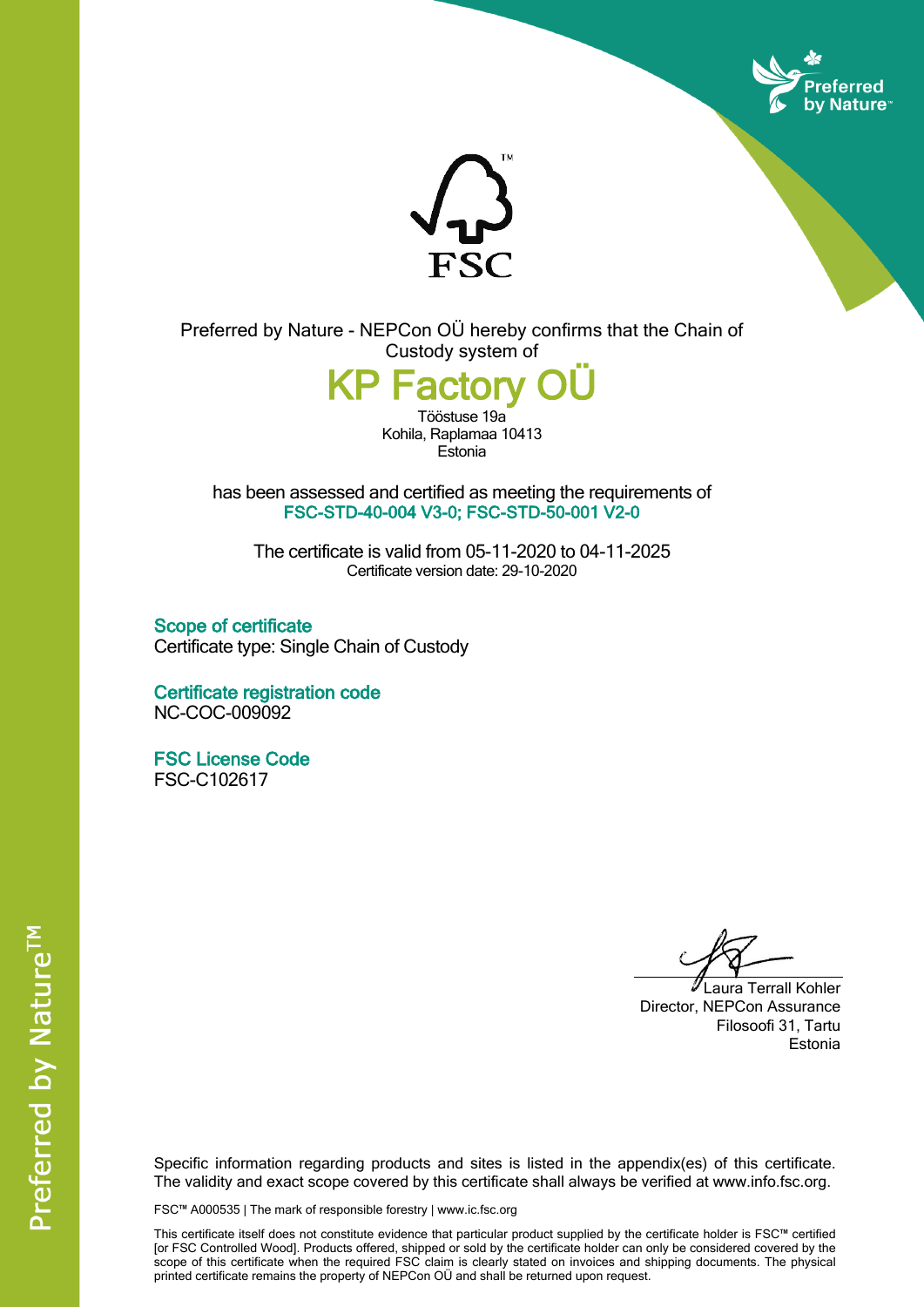Preferred by Nature - NEPCon OÜ hereby confirms that the Chain of Custody system of

# KP Factory OÜ

Tööstuse 19a
Kohila, Raplamaa 10413
Estonia

has been assessed and certified as meeting the requirements of
**FSC-STD-40-004 V3-0; FSC-STD-50-001 V2-0**

The certificate is valid from 05-11-2020 to 04-11-2025
Certificate version date: 29-10-2020

## Scope of certificate

Certificate type: Single Chain of Custody

## Certificate registration code

NC-COC-009092

## FSC License Code

FSC-C102617

Laura Terrall Kohler
Director, NEPCon Assurance
Filosoofi 31, Tartu
Estonia

Specific information regarding products and sites is listed in the appendix(es) of this certificate. The validity and exact scope covered by this certificate shall always be verified at www.info.fsc.org.

FSC™ A000535 | The mark of responsible forestry | www.ic.fsc.org

This certificate itself does not constitute evidence that particular product supplied by the certificate holder is FSC™ certified [or FSC Controlled Wood]. Products offered, shipped or sold by the certificate holder can only be considered covered by the scope of this certificate when the required FSC claim is clearly stated on invoices and shipping documents. The physical printed certificate remains the property of NEPCon OÜ and shall be returned upon request.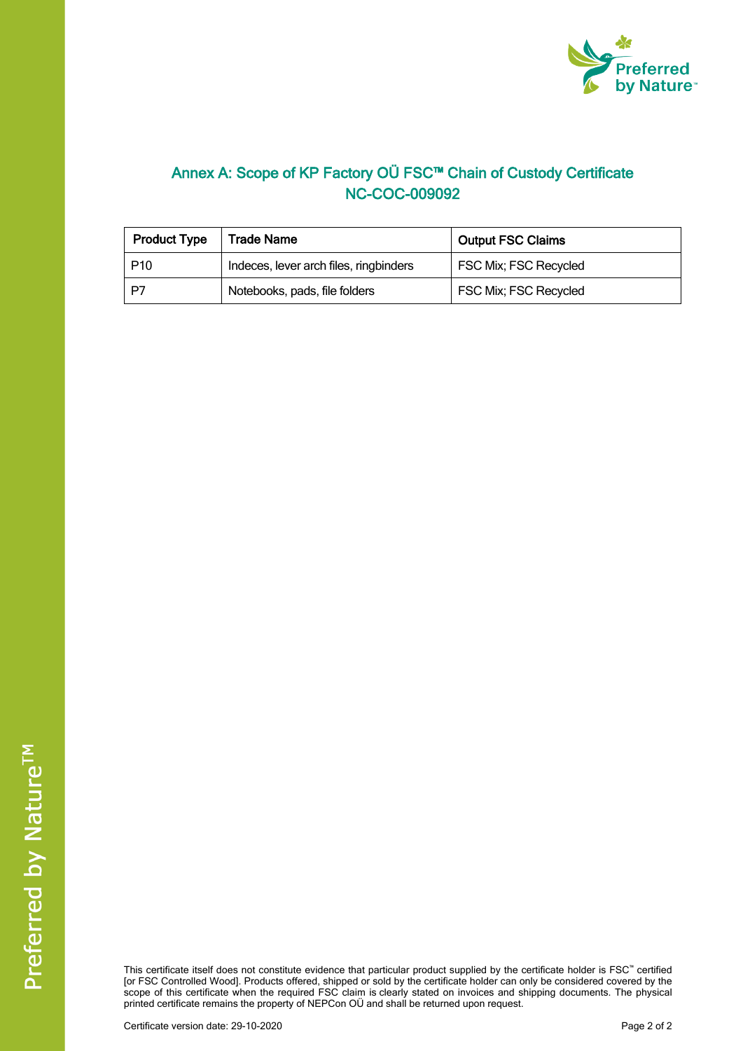## Annex A: Scope of KP Factory OÜ FSC™ Chain of Custody Certificate NC-COC-009092

| Product Type | Trade Name | Output FSC Claims |
|---|---|---|
| P10 | Indeces, lever arch files, ringbinders | FSC Mix; FSC Recycled |
| P7 | Notebooks, pads, file folders | FSC Mix; FSC Recycled |

This certificate itself does not constitute evidence that particular product supplied by the certificate holder is FSC™ certified [or FSC Controlled Wood]. Products offered, shipped or sold by the certificate holder can only be considered covered by the scope of this certificate when the required FSC claim is clearly stated on invoices and shipping documents. The physical printed certificate remains the property of NEPCon OÜ and shall be returned upon request.

Certificate version date: 29-10-2020